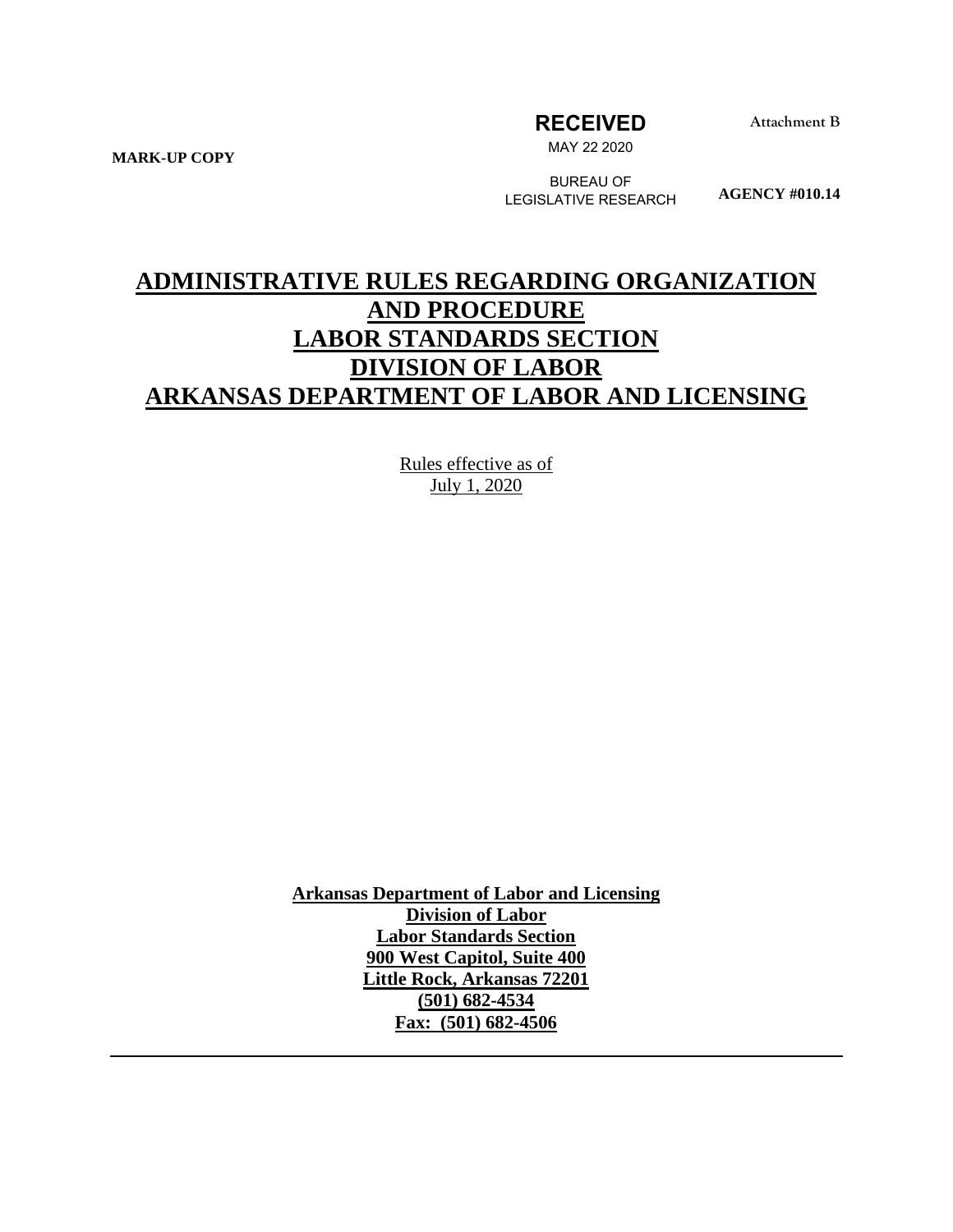**MARK-UP COPY**

**RECEIVED**

MAY 22 2020

BUREAU OF LEGISLATIVE RESEARCH

Attachment B

**AGENCY #010.14**

# ADMINISTRATIVE RULES REGARDING ORGANIZATION AND PROCEDURE LABOR STANDARDS SECTION DIVISION OF LABOR ARKANSAS DEPARTMENT OF LABOR AND LICENSING

Rules effective as of
July 1, 2020

**Arkansas Department of Labor and Licensing**
**Division of Labor**
**Labor Standards Section**
**900 West Capitol, Suite 400**
**Little Rock, Arkansas 72201**
**(501) 682-4534**
**Fax: (501) 682-4506**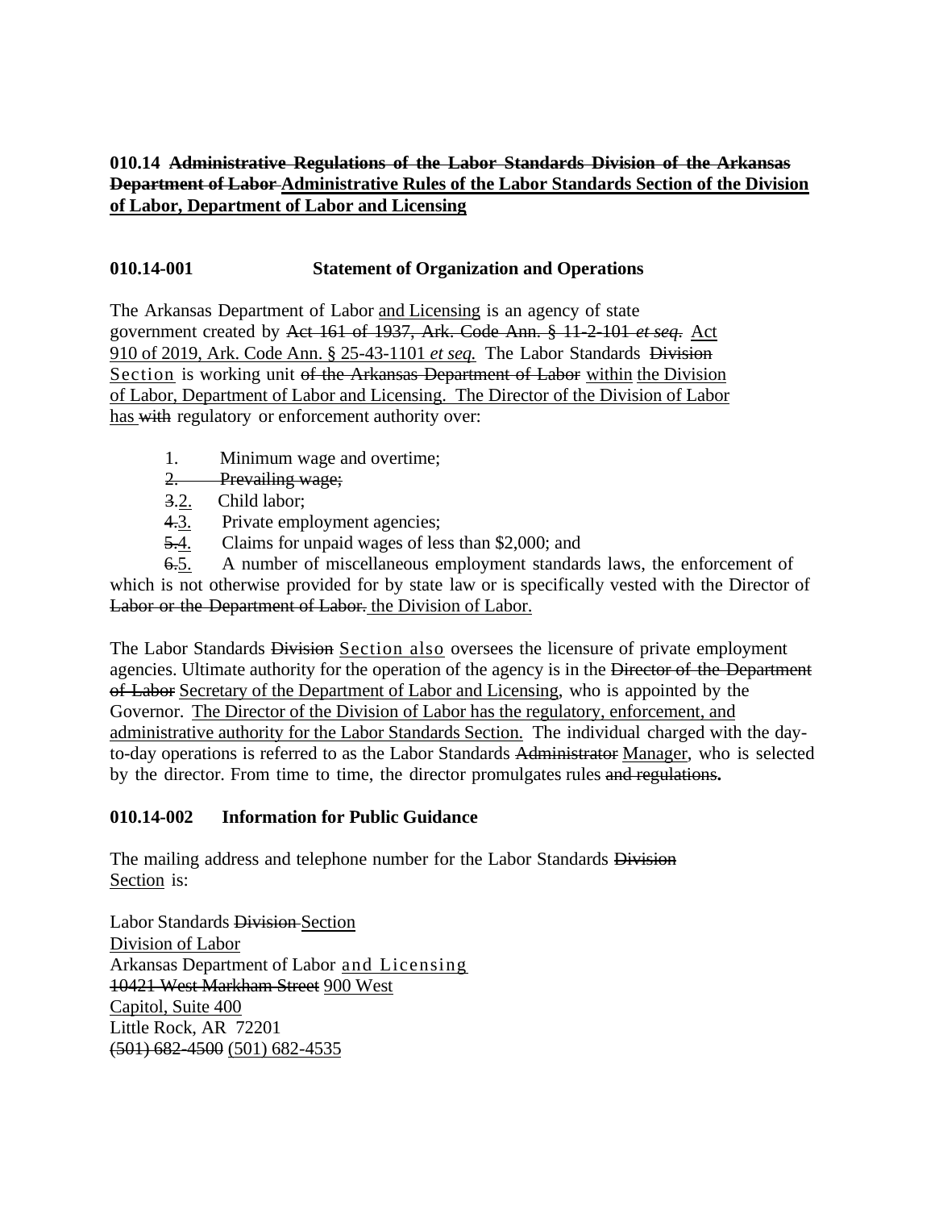**010.14 ~~Administrative Regulations of the Labor Standards Division of the Arkansas Department of Labor~~ Administrative Rules of the Labor Standards Section of the Division of Labor, Department of Labor and Licensing**

**010.14-001 Statement of Organization and Operations**

The Arkansas Department of Labor and Licensing is an agency of state government created by ~~Act 161 of 1937, Ark. Code Ann. § 11-2-101 *et seq.*~~ Act 910 of 2019, Ark. Code Ann. § 25-43-1101 *et seq.* The Labor Standards ~~Division~~ Section is working unit ~~of the Arkansas Department of Labor~~ within the Division of Labor, Department of Labor and Licensing. The Director of the Division of Labor has ~~with~~ regulatory or enforcement authority over:

1. Minimum wage and overtime;
~~2. Prevailing wage;~~
~~3.~~2. Child labor;
~~4.~~3. Private employment agencies;
~~5.~~4. Claims for unpaid wages of less than $2,000; and
~~6.~~5. A number of miscellaneous employment standards laws, the enforcement of which is not otherwise provided for by state law or is specifically vested with the Director of ~~Labor or the Department of Labor.~~ the Division of Labor.

The Labor Standards ~~Division~~ Section also oversees the licensure of private employment agencies. Ultimate authority for the operation of the agency is in the ~~Director of the Department of Labor~~ Secretary of the Department of Labor and Licensing, who is appointed by the Governor. The Director of the Division of Labor has the regulatory, enforcement, and administrative authority for the Labor Standards Section. The individual charged with the day-to-day operations is referred to as the Labor Standards ~~Administrator~~ Manager, who is selected by the director. From time to time, the director promulgates rules ~~and regulations~~.

**010.14-002 Information for Public Guidance**

The mailing address and telephone number for the Labor Standards ~~Division~~ Section is:

Labor Standards ~~Division~~ Section
Division of Labor
Arkansas Department of Labor and Licensing
~~10421 West Markham Street~~ 900 West Capitol, Suite 400
Little Rock, AR 72201
~~(501) 682-4500~~ (501) 682-4535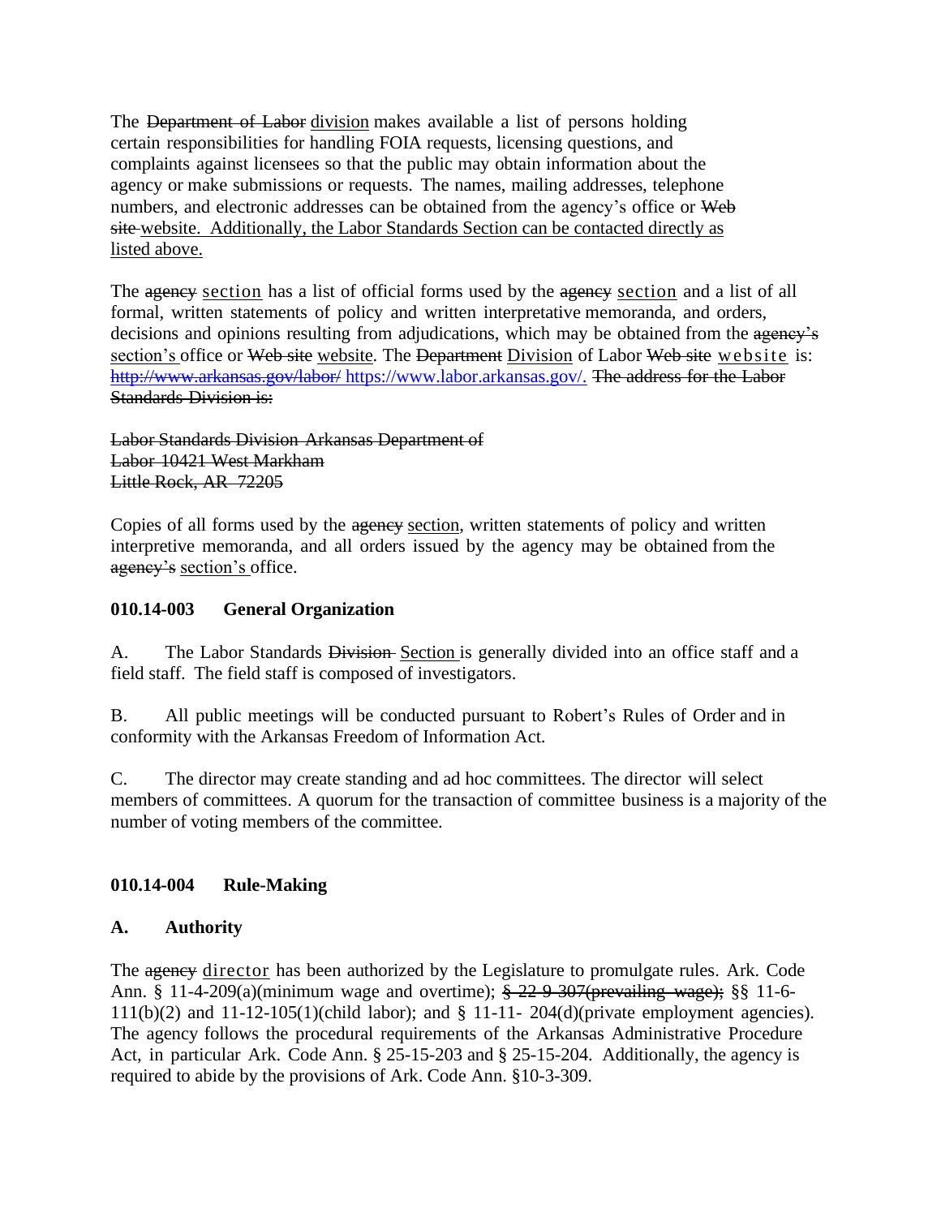The ~~Department of Labor~~ <u>division</u> makes available a list of persons holding certain responsibilities for handling FOIA requests, licensing questions, and complaints against licensees so that the public may obtain information about the agency or make submissions or requests. The names, mailing addresses, telephone numbers, and electronic addresses can be obtained from the agency's office or ~~Web site~~ <u>website. Additionally, the Labor Standards Section can be contacted directly as listed above.</u>

The ~~agency~~ <u>section</u> has a list of official forms used by the ~~agency~~ <u>section</u> and a list of all formal, written statements of policy and written interpretative memoranda, and orders, decisions and opinions resulting from adjudications, which may be obtained from the ~~agency's~~ <u>section's</u> office or ~~Web site~~ <u>website</u>. The ~~Department~~ <u>Division</u> of Labor ~~Web site~~ <u>website</u> is: ~~http://www.arkansas.gov/labor/~~ <u>https://www.labor.arkansas.gov/.</u> ~~The address for the Labor Standards Division is:~~

~~Labor Standards Division Arkansas Department of Labor 10421 West Markham~~
~~Little Rock, AR 72205~~

Copies of all forms used by the ~~agency~~ <u>section</u>, written statements of policy and written interpretive memoranda, and all orders issued by the agency may be obtained from the ~~agency's~~ <u>section's</u> office.

**010.14-003 General Organization**

A. The Labor Standards ~~Division~~ <u>Section</u> is generally divided into an office staff and a field staff. The field staff is composed of investigators.

B. All public meetings will be conducted pursuant to Robert's Rules of Order and in conformity with the Arkansas Freedom of Information Act.

C. The director may create standing and ad hoc committees. The director will select members of committees. A quorum for the transaction of committee business is a majority of the number of voting members of the committee.

**010.14-004 Rule-Making**

**A. Authority**

The ~~agency~~ <u>director</u> has been authorized by the Legislature to promulgate rules. Ark. Code Ann. § 11-4-209(a)(minimum wage and overtime); ~~§ 22-9-307(prevailing wage);~~ §§ 11-6-111(b)(2) and 11-12-105(1)(child labor); and § 11-11- 204(d)(private employment agencies). The agency follows the procedural requirements of the Arkansas Administrative Procedure Act, in particular Ark. Code Ann. § 25-15-203 and § 25-15-204. Additionally, the agency is required to abide by the provisions of Ark. Code Ann. §10-3-309.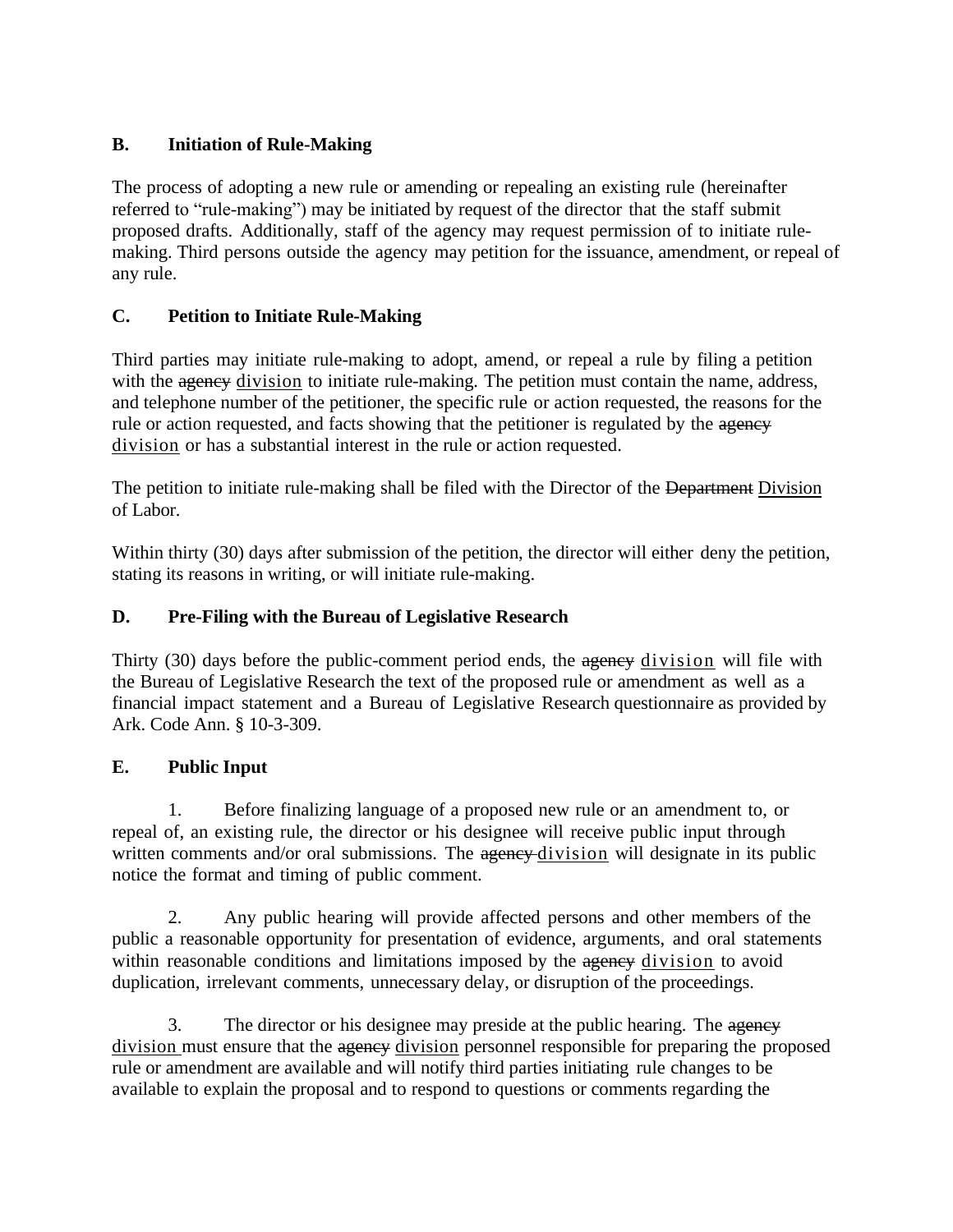### B. Initiation of Rule-Making

The process of adopting a new rule or amending or repealing an existing rule (hereinafter referred to "rule-making") may be initiated by request of the director that the staff submit proposed drafts. Additionally, staff of the agency may request permission of to initiate rule-making. Third persons outside the agency may petition for the issuance, amendment, or repeal of any rule.

### C. Petition to Initiate Rule-Making

Third parties may initiate rule-making to adopt, amend, or repeal a rule by filing a petition with the ~~agency~~ <u>division</u> to initiate rule-making. The petition must contain the name, address, and telephone number of the petitioner, the specific rule or action requested, the reasons for the rule or action requested, and facts showing that the petitioner is regulated by the ~~agency~~ <u>division</u> or has a substantial interest in the rule or action requested.

The petition to initiate rule-making shall be filed with the Director of the ~~Department~~ <u>Division</u> of Labor.

Within thirty (30) days after submission of the petition, the director will either deny the petition, stating its reasons in writing, or will initiate rule-making.

### D. Pre-Filing with the Bureau of Legislative Research

Thirty (30) days before the public-comment period ends, the ~~agency~~ <u>division</u> will file with the Bureau of Legislative Research the text of the proposed rule or amendment as well as a financial impact statement and a Bureau of Legislative Research questionnaire as provided by Ark. Code Ann. § 10-3-309.

### E. Public Input

1. Before finalizing language of a proposed new rule or an amendment to, or repeal of, an existing rule, the director or his designee will receive public input through written comments and/or oral submissions. The ~~agency~~ <u>division</u> will designate in its public notice the format and timing of public comment.

2. Any public hearing will provide affected persons and other members of the public a reasonable opportunity for presentation of evidence, arguments, and oral statements within reasonable conditions and limitations imposed by the ~~agency~~ <u>division</u> to avoid duplication, irrelevant comments, unnecessary delay, or disruption of the proceedings.

3. The director or his designee may preside at the public hearing. The ~~agency~~ <u>division</u> must ensure that the ~~agency~~ <u>division</u> personnel responsible for preparing the proposed rule or amendment are available and will notify third parties initiating rule changes to be available to explain the proposal and to respond to questions or comments regarding the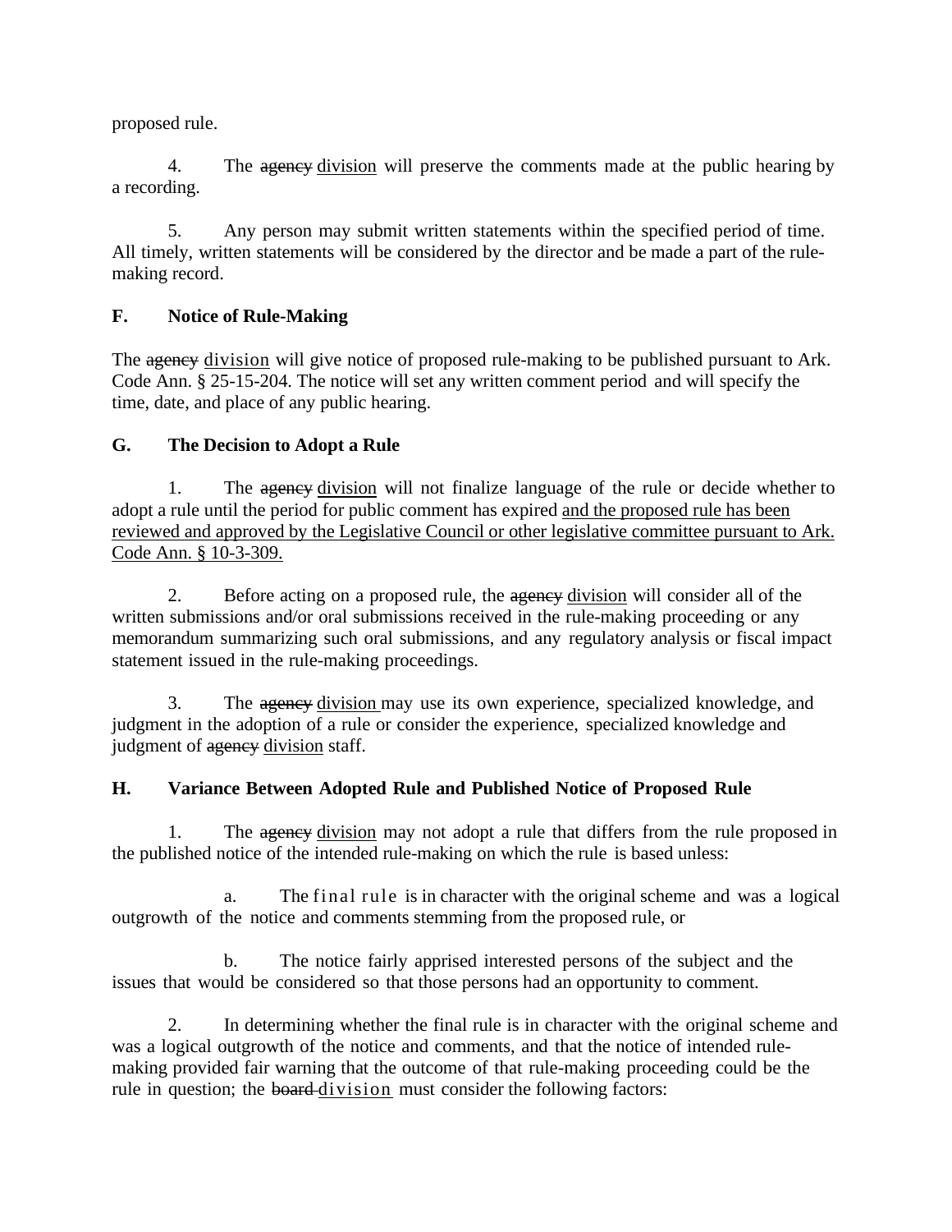proposed rule.

4. The ~~agency~~ <u>division</u> will preserve the comments made at the public hearing by a recording.

5. Any person may submit written statements within the specified period of time. All timely, written statements will be considered by the director and be made a part of the rule-making record.

**F. Notice of Rule-Making**

The ~~agency~~ <u>division</u> will give notice of proposed rule-making to be published pursuant to Ark. Code Ann. § 25-15-204. The notice will set any written comment period and will specify the time, date, and place of any public hearing.

**G. The Decision to Adopt a Rule**

1. The ~~agency~~ <u>division</u> will not finalize language of the rule or decide whether to adopt a rule until the period for public comment has expired <u>and the proposed rule has been reviewed and approved by the Legislative Council or other legislative committee pursuant to Ark. Code Ann. § 10-3-309.</u>

2. Before acting on a proposed rule, the ~~agency~~ <u>division</u> will consider all of the written submissions and/or oral submissions received in the rule-making proceeding or any memorandum summarizing such oral submissions, and any regulatory analysis or fiscal impact statement issued in the rule-making proceedings.

3. The ~~agency~~ <u>division</u> may use its own experience, specialized knowledge, and judgment in the adoption of a rule or consider the experience, specialized knowledge and judgment of ~~agency~~ <u>division</u> staff.

**H. Variance Between Adopted Rule and Published Notice of Proposed Rule**

1. The ~~agency~~ <u>division</u> may not adopt a rule that differs from the rule proposed in the published notice of the intended rule-making on which the rule is based unless:

a. The final rule is in character with the original scheme and was a logical outgrowth of the notice and comments stemming from the proposed rule, or

b. The notice fairly apprised interested persons of the subject and the issues that would be considered so that those persons had an opportunity to comment.

2. In determining whether the final rule is in character with the original scheme and was a logical outgrowth of the notice and comments, and that the notice of intended rule-making provided fair warning that the outcome of that rule-making proceeding could be the rule in question; the ~~board~~ <u>division</u> must consider the following factors: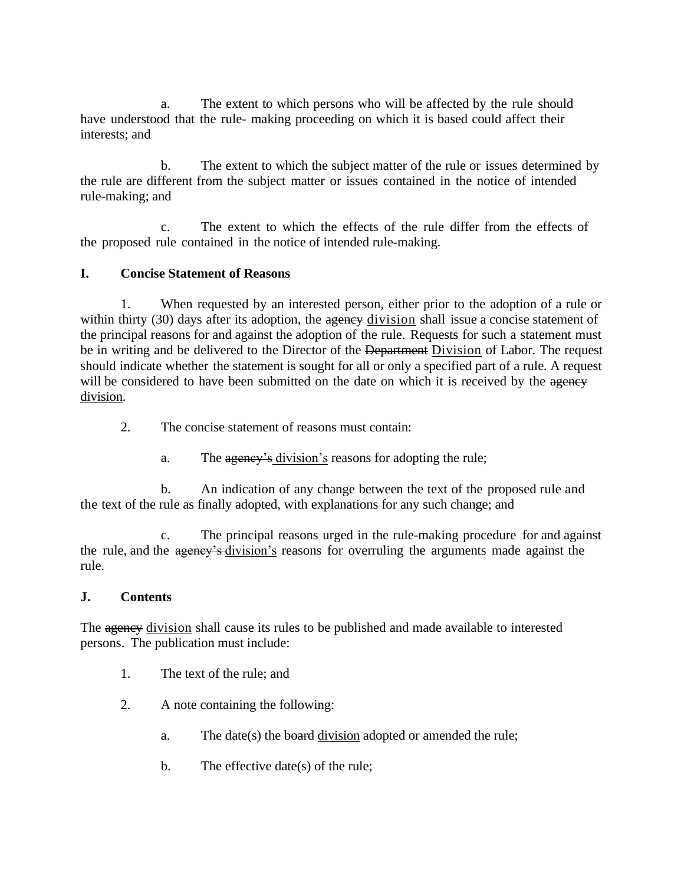a. The extent to which persons who will be affected by the rule should have understood that the rule- making proceeding on which it is based could affect their interests; and

b. The extent to which the subject matter of the rule or issues determined by the rule are different from the subject matter or issues contained in the notice of intended rule-making; and

c. The extent to which the effects of the rule differ from the effects of the proposed rule contained in the notice of intended rule-making.

**I. Concise Statement of Reasons**

1. When requested by an interested person, either prior to the adoption of a rule or within thirty (30) days after its adoption, the ~~agency~~ <u>division</u> shall issue a concise statement of the principal reasons for and against the adoption of the rule. Requests for such a statement must be in writing and be delivered to the Director of the ~~Department~~ <u>Division</u> of Labor. The request should indicate whether the statement is sought for all or only a specified part of a rule. A request will be considered to have been submitted on the date on which it is received by the ~~agency~~ <u>division</u>.

2. The concise statement of reasons must contain:

a. The ~~agency's~~ <u>division's</u> reasons for adopting the rule;

b. An indication of any change between the text of the proposed rule and the text of the rule as finally adopted, with explanations for any such change; and

c. The principal reasons urged in the rule-making procedure for and against the rule, and the ~~agency's~~ <u>division's</u> reasons for overruling the arguments made against the rule.

**J. Contents**

The ~~agency~~ <u>division</u> shall cause its rules to be published and made available to interested persons. The publication must include:

1. The text of the rule; and

2. A note containing the following:

a. The date(s) the ~~board~~ <u>division</u> adopted or amended the rule;

b. The effective date(s) of the rule;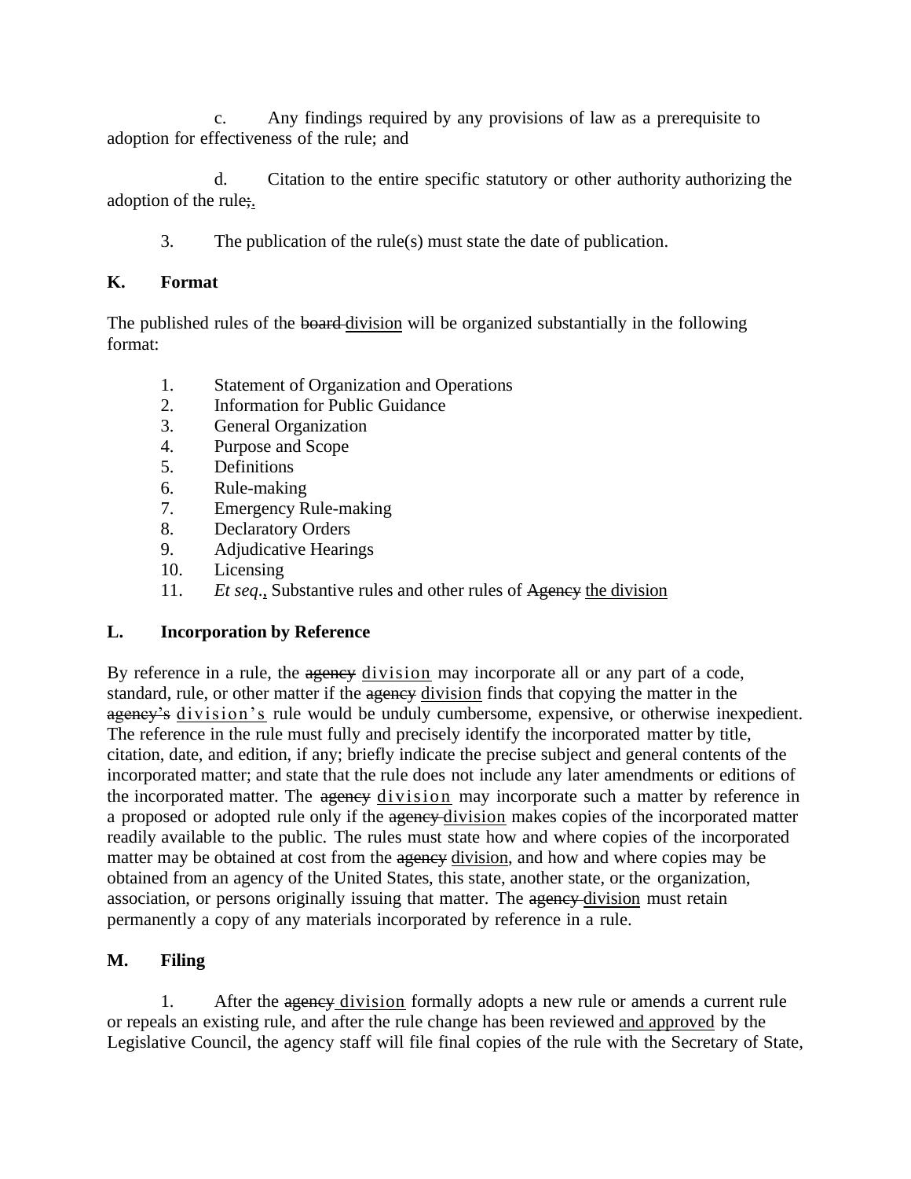c. Any findings required by any provisions of law as a prerequisite to adoption for effectiveness of the rule; and

d. Citation to the entire specific statutory or other authority authorizing the adoption of the rule~~;~~<u>.</u>

3. The publication of the rule(s) must state the date of publication.

**K. Format**

The published rules of the ~~board~~ <u>division</u> will be organized substantially in the following format:

1. Statement of Organization and Operations
2. Information for Public Guidance
3. General Organization
4. Purpose and Scope
5. Definitions
6. Rule-making
7. Emergency Rule-making
8. Declaratory Orders
9. Adjudicative Hearings
10. Licensing
11. *Et seq*.<u>,</u> Substantive rules and other rules of ~~Agency~~ <u>the division</u>

**L. Incorporation by Reference**

By reference in a rule, the ~~agency~~ <u>division</u> may incorporate all or any part of a code, standard, rule, or other matter if the ~~agency~~ <u>division</u> finds that copying the matter in the ~~agency's~~ <u>division's</u> rule would be unduly cumbersome, expensive, or otherwise inexpedient. The reference in the rule must fully and precisely identify the incorporated matter by title, citation, date, and edition, if any; briefly indicate the precise subject and general contents of the incorporated matter; and state that the rule does not include any later amendments or editions of the incorporated matter. The ~~agency~~ <u>division</u> may incorporate such a matter by reference in a proposed or adopted rule only if the ~~agency~~ <u>division</u> makes copies of the incorporated matter readily available to the public. The rules must state how and where copies of the incorporated matter may be obtained at cost from the ~~agency~~ <u>division</u>, and how and where copies may be obtained from an agency of the United States, this state, another state, or the organization, association, or persons originally issuing that matter. The ~~agency~~ <u>division</u> must retain permanently a copy of any materials incorporated by reference in a rule.

**M. Filing**

1. After the ~~agency~~ <u>division</u> formally adopts a new rule or amends a current rule or repeals an existing rule, and after the rule change has been reviewed <u>and approved</u> by the Legislative Council, the agency staff will file final copies of the rule with the Secretary of State,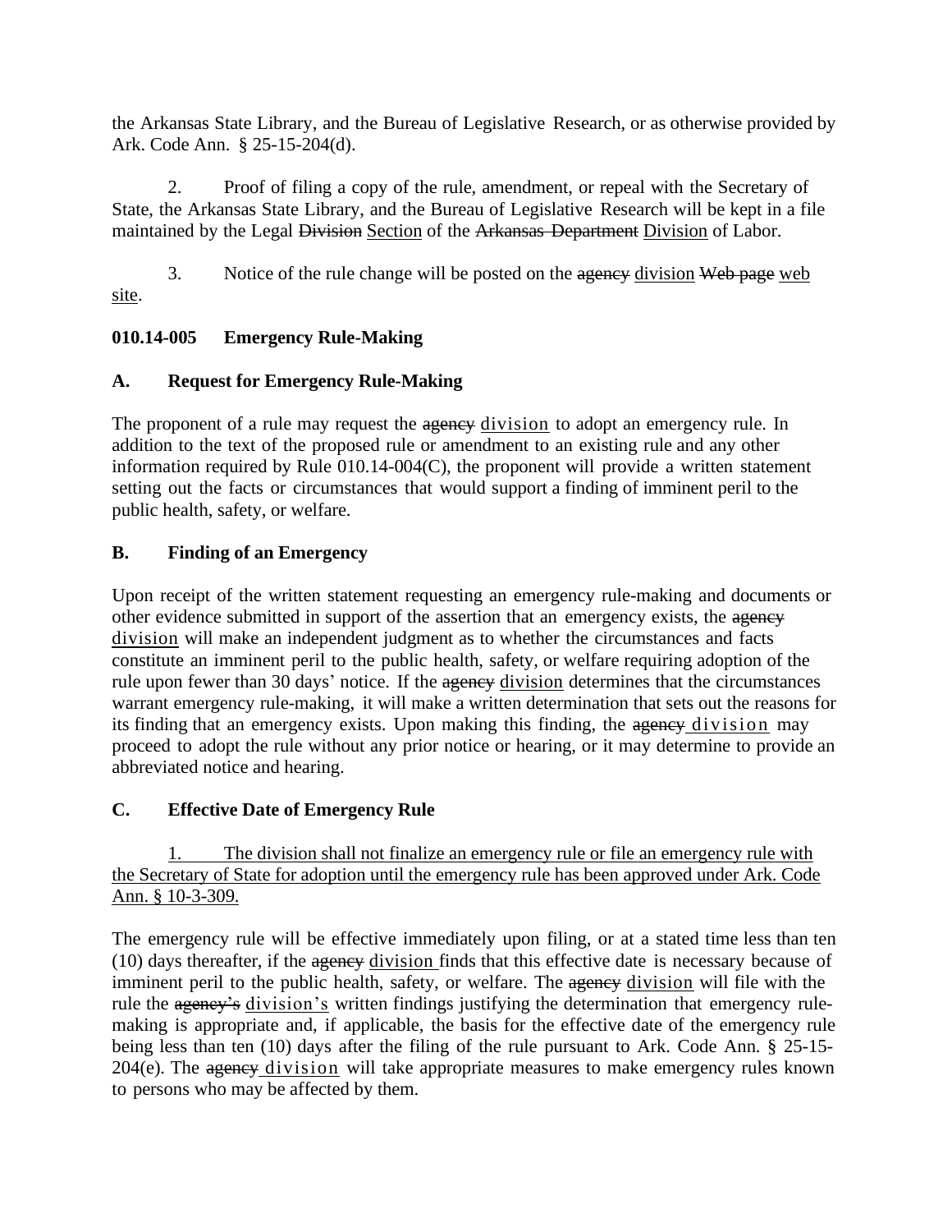the Arkansas State Library, and the Bureau of Legislative Research, or as otherwise provided by Ark. Code Ann. § 25-15-204(d).

2. Proof of filing a copy of the rule, amendment, or repeal with the Secretary of State, the Arkansas State Library, and the Bureau of Legislative Research will be kept in a file maintained by the Legal ~~Division~~ Section of the ~~Arkansas Department~~ Division of Labor.

3. Notice of the rule change will be posted on the ~~agency~~ division ~~Web page~~ web site.

**010.14-005 Emergency Rule-Making**

**A. Request for Emergency Rule-Making**

The proponent of a rule may request the ~~agency~~ division to adopt an emergency rule. In addition to the text of the proposed rule or amendment to an existing rule and any other information required by Rule 010.14-004(C), the proponent will provide a written statement setting out the facts or circumstances that would support a finding of imminent peril to the public health, safety, or welfare.

**B. Finding of an Emergency**

Upon receipt of the written statement requesting an emergency rule-making and documents or other evidence submitted in support of the assertion that an emergency exists, the ~~agency~~ division will make an independent judgment as to whether the circumstances and facts constitute an imminent peril to the public health, safety, or welfare requiring adoption of the rule upon fewer than 30 days' notice. If the ~~agency~~ division determines that the circumstances warrant emergency rule-making, it will make a written determination that sets out the reasons for its finding that an emergency exists. Upon making this finding, the ~~agency~~ division may proceed to adopt the rule without any prior notice or hearing, or it may determine to provide an abbreviated notice and hearing.

**C. Effective Date of Emergency Rule**

1. The division shall not finalize an emergency rule or file an emergency rule with the Secretary of State for adoption until the emergency rule has been approved under Ark. Code Ann. § 10-3-309.

The emergency rule will be effective immediately upon filing, or at a stated time less than ten (10) days thereafter, if the ~~agency~~ division finds that this effective date is necessary because of imminent peril to the public health, safety, or welfare. The ~~agency~~ division will file with the rule the ~~agency's~~ division's written findings justifying the determination that emergency rule-making is appropriate and, if applicable, the basis for the effective date of the emergency rule being less than ten (10) days after the filing of the rule pursuant to Ark. Code Ann. § 25-15-204(e). The ~~agency~~ division will take appropriate measures to make emergency rules known to persons who may be affected by them.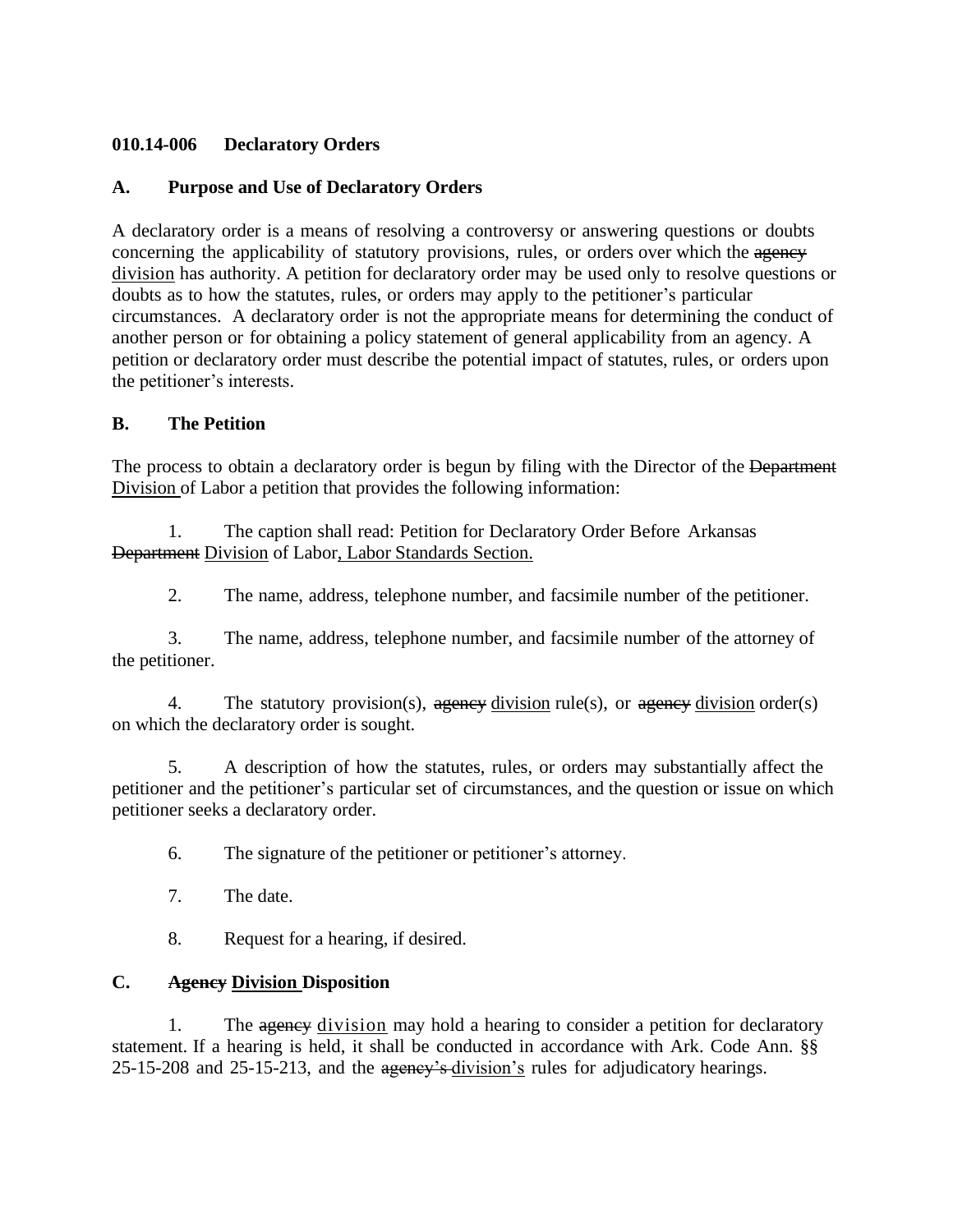**010.14-006 Declaratory Orders**

**A. Purpose and Use of Declaratory Orders**

A declaratory order is a means of resolving a controversy or answering questions or doubts concerning the applicability of statutory provisions, rules, or orders over which the ~~agency~~ division has authority. A petition for declaratory order may be used only to resolve questions or doubts as to how the statutes, rules, or orders may apply to the petitioner's particular circumstances. A declaratory order is not the appropriate means for determining the conduct of another person or for obtaining a policy statement of general applicability from an agency. A petition or declaratory order must describe the potential impact of statutes, rules, or orders upon the petitioner's interests.

**B. The Petition**

The process to obtain a declaratory order is begun by filing with the Director of the ~~Department~~ Division of Labor a petition that provides the following information:

1. The caption shall read: Petition for Declaratory Order Before Arkansas ~~Department~~ Division of Labor, Labor Standards Section.

2. The name, address, telephone number, and facsimile number of the petitioner.

3. The name, address, telephone number, and facsimile number of the attorney of the petitioner.

4. The statutory provision(s), ~~agency~~ division rule(s), or ~~agency~~ division order(s) on which the declaratory order is sought.

5. A description of how the statutes, rules, or orders may substantially affect the petitioner and the petitioner's particular set of circumstances, and the question or issue on which petitioner seeks a declaratory order.

6. The signature of the petitioner or petitioner's attorney.

7. The date.

8. Request for a hearing, if desired.

**C. ~~Agency~~ Division Disposition**

1. The ~~agency~~ division may hold a hearing to consider a petition for declaratory statement. If a hearing is held, it shall be conducted in accordance with Ark. Code Ann. §§ 25-15-208 and 25-15-213, and the ~~agency's~~ division's rules for adjudicatory hearings.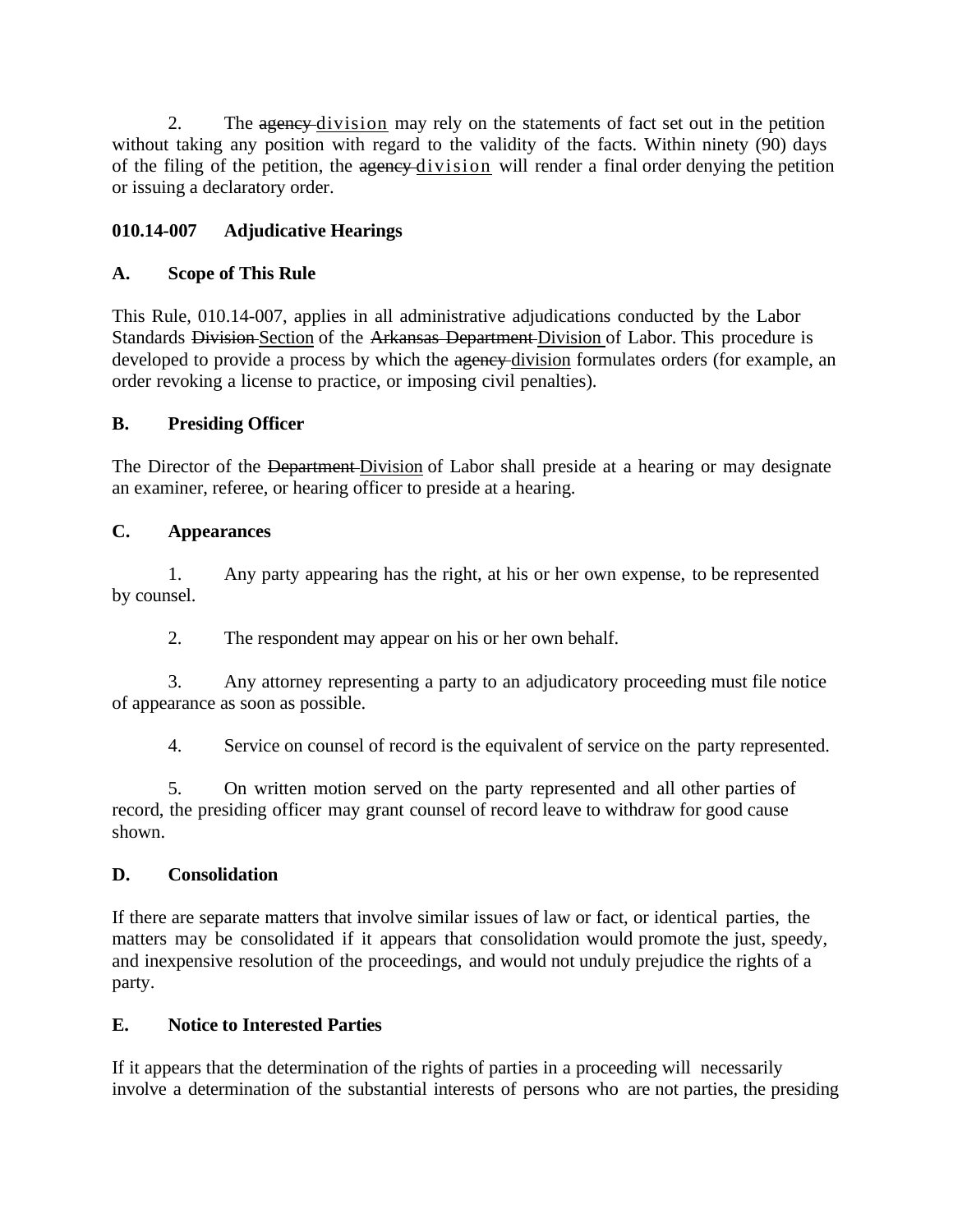2. The ~~agency~~ division may rely on the statements of fact set out in the petition without taking any position with regard to the validity of the facts. Within ninety (90) days of the filing of the petition, the ~~agency~~ division will render a final order denying the petition or issuing a declaratory order.

**010.14-007 Adjudicative Hearings**

**A. Scope of This Rule**

This Rule, 010.14-007, applies in all administrative adjudications conducted by the Labor Standards ~~Division~~ Section of the ~~Arkansas Department~~ Division of Labor. This procedure is developed to provide a process by which the ~~agency~~ division formulates orders (for example, an order revoking a license to practice, or imposing civil penalties).

**B. Presiding Officer**

The Director of the ~~Department~~ Division of Labor shall preside at a hearing or may designate an examiner, referee, or hearing officer to preside at a hearing.

**C. Appearances**

1. Any party appearing has the right, at his or her own expense, to be represented by counsel.

2. The respondent may appear on his or her own behalf.

3. Any attorney representing a party to an adjudicatory proceeding must file notice of appearance as soon as possible.

4. Service on counsel of record is the equivalent of service on the party represented.

5. On written motion served on the party represented and all other parties of record, the presiding officer may grant counsel of record leave to withdraw for good cause shown.

**D. Consolidation**

If there are separate matters that involve similar issues of law or fact, or identical parties, the matters may be consolidated if it appears that consolidation would promote the just, speedy, and inexpensive resolution of the proceedings, and would not unduly prejudice the rights of a party.

**E. Notice to Interested Parties**

If it appears that the determination of the rights of parties in a proceeding will necessarily involve a determination of the substantial interests of persons who are not parties, the presiding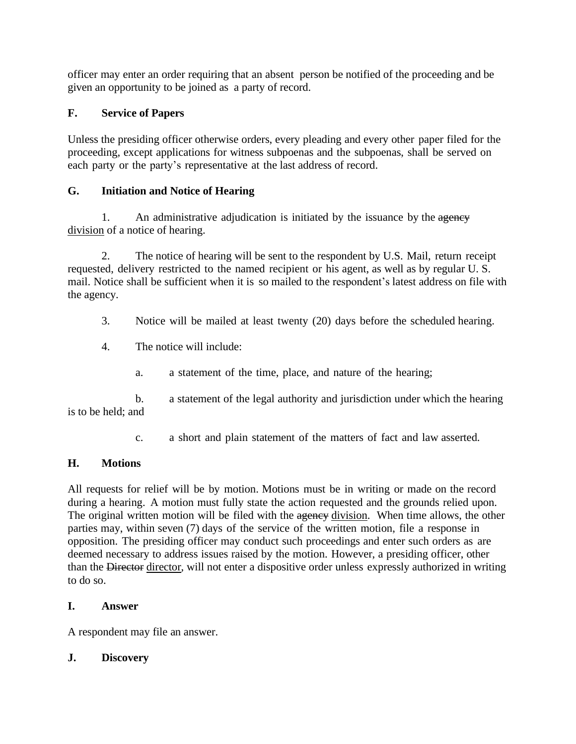officer may enter an order requiring that an absent person be notified of the proceeding and be given an opportunity to be joined as a party of record.

**F. Service of Papers**

Unless the presiding officer otherwise orders, every pleading and every other paper filed for the proceeding, except applications for witness subpoenas and the subpoenas, shall be served on each party or the party's representative at the last address of record.

**G. Initiation and Notice of Hearing**

1. An administrative adjudication is initiated by the issuance by the ~~agency~~ <u>division</u> of a notice of hearing.

2. The notice of hearing will be sent to the respondent by U.S. Mail, return receipt requested, delivery restricted to the named recipient or his agent, as well as by regular U. S. mail. Notice shall be sufficient when it is so mailed to the respondent's latest address on file with the agency.

3. Notice will be mailed at least twenty (20) days before the scheduled hearing.

4. The notice will include:

   a. a statement of the time, place, and nature of the hearing;

   b. a statement of the legal authority and jurisdiction under which the hearing is to be held; and

   c. a short and plain statement of the matters of fact and law asserted.

**H. Motions**

All requests for relief will be by motion. Motions must be in writing or made on the record during a hearing. A motion must fully state the action requested and the grounds relied upon. The original written motion will be filed with the ~~agency~~ <u>division</u>. When time allows, the other parties may, within seven (7) days of the service of the written motion, file a response in opposition. The presiding officer may conduct such proceedings and enter such orders as are deemed necessary to address issues raised by the motion. However, a presiding officer, other than the ~~Director~~ <u>director</u>, will not enter a dispositive order unless expressly authorized in writing to do so.

**I. Answer**

A respondent may file an answer.

**J. Discovery**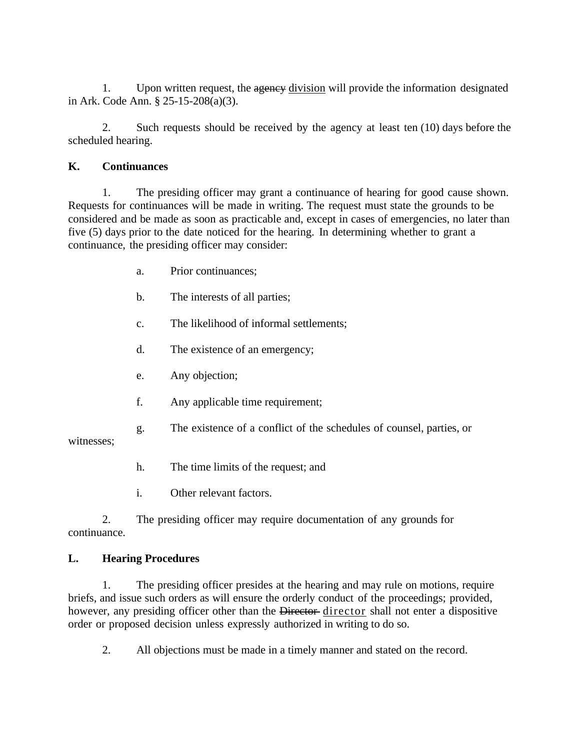1. Upon written request, the ~~agency~~ <u>division</u> will provide the information designated in Ark. Code Ann. § 25-15-208(a)(3).

2. Such requests should be received by the agency at least ten (10) days before the scheduled hearing.

**K. Continuances**

1. The presiding officer may grant a continuance of hearing for good cause shown. Requests for continuances will be made in writing. The request must state the grounds to be considered and be made as soon as practicable and, except in cases of emergencies, no later than five (5) days prior to the date noticed for the hearing. In determining whether to grant a continuance, the presiding officer may consider:

   a. Prior continuances;

   b. The interests of all parties;

   c. The likelihood of informal settlements;

   d. The existence of an emergency;

   e. Any objection;

   f. Any applicable time requirement;

   g. The existence of a conflict of the schedules of counsel, parties, or witnesses;

   h. The time limits of the request; and

   i. Other relevant factors.

2. The presiding officer may require documentation of any grounds for continuance.

**L. Hearing Procedures**

1. The presiding officer presides at the hearing and may rule on motions, require briefs, and issue such orders as will ensure the orderly conduct of the proceedings; provided, however, any presiding officer other than the ~~Director~~ <u>director</u> shall not enter a dispositive order or proposed decision unless expressly authorized in writing to do so.

2. All objections must be made in a timely manner and stated on the record.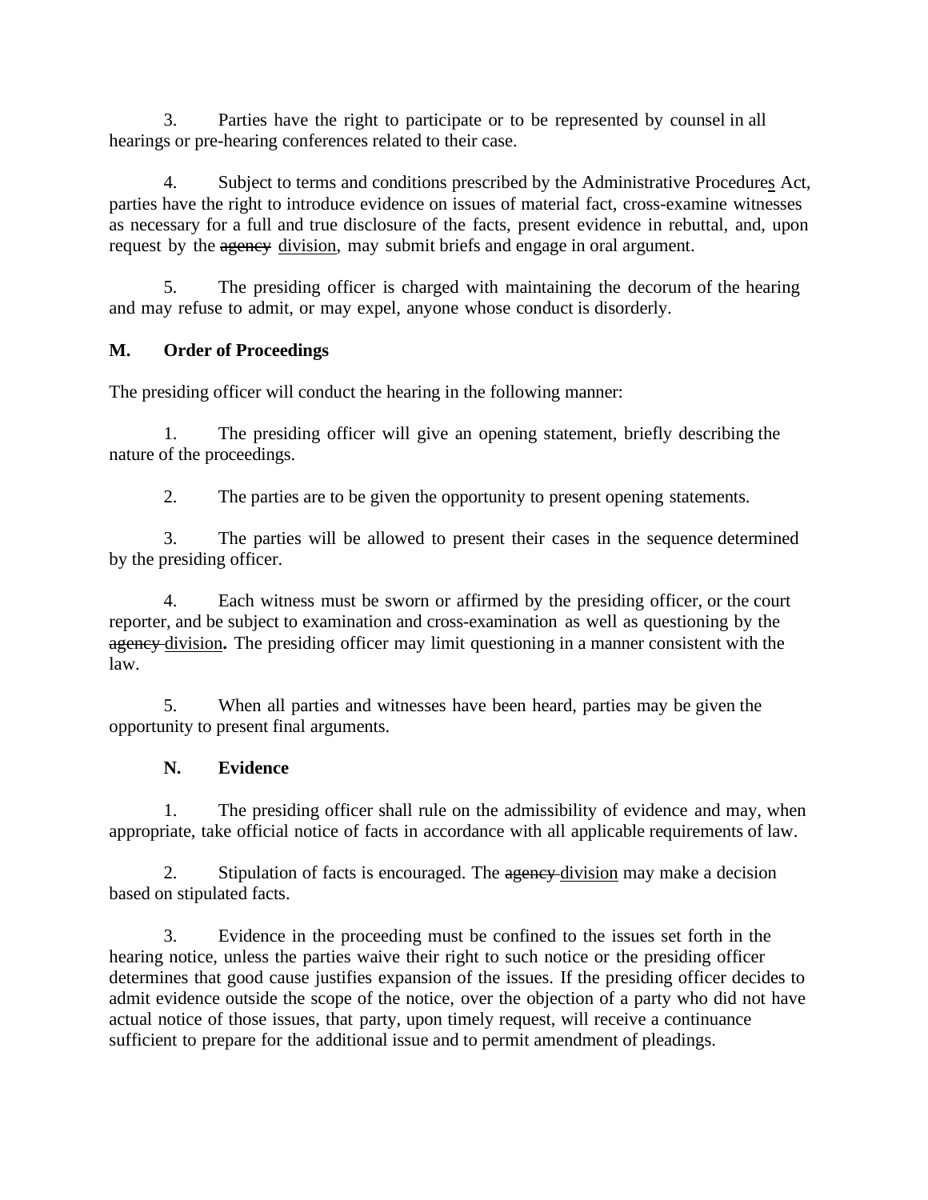3. Parties have the right to participate or to be represented by counsel in all hearings or pre-hearing conferences related to their case.

4. Subject to terms and conditions prescribed by the Administrative Procedures Act, parties have the right to introduce evidence on issues of material fact, cross-examine witnesses as necessary for a full and true disclosure of the facts, present evidence in rebuttal, and, upon request by the ~~agency~~ division, may submit briefs and engage in oral argument.

5. The presiding officer is charged with maintaining the decorum of the hearing and may refuse to admit, or may expel, anyone whose conduct is disorderly.

**M. Order of Proceedings**

The presiding officer will conduct the hearing in the following manner:

1. The presiding officer will give an opening statement, briefly describing the nature of the proceedings.

2. The parties are to be given the opportunity to present opening statements.

3. The parties will be allowed to present their cases in the sequence determined by the presiding officer.

4. Each witness must be sworn or affirmed by the presiding officer, or the court reporter, and be subject to examination and cross-examination as well as questioning by the ~~agency~~ division**.** The presiding officer may limit questioning in a manner consistent with the law.

5. When all parties and witnesses have been heard, parties may be given the opportunity to present final arguments.

**N. Evidence**

1. The presiding officer shall rule on the admissibility of evidence and may, when appropriate, take official notice of facts in accordance with all applicable requirements of law.

2. Stipulation of facts is encouraged. The ~~agency~~ division may make a decision based on stipulated facts.

3. Evidence in the proceeding must be confined to the issues set forth in the hearing notice, unless the parties waive their right to such notice or the presiding officer determines that good cause justifies expansion of the issues. If the presiding officer decides to admit evidence outside the scope of the notice, over the objection of a party who did not have actual notice of those issues, that party, upon timely request, will receive a continuance sufficient to prepare for the additional issue and to permit amendment of pleadings.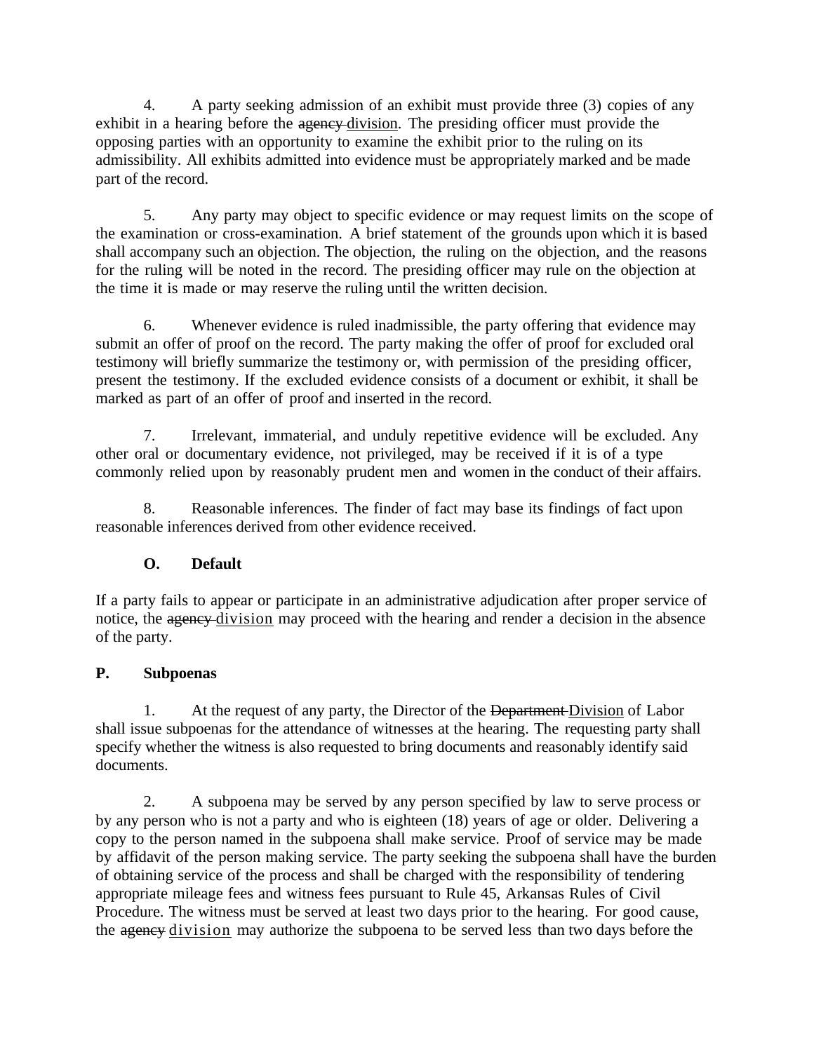4. A party seeking admission of an exhibit must provide three (3) copies of any exhibit in a hearing before the ~~agency~~ <u>division</u>. The presiding officer must provide the opposing parties with an opportunity to examine the exhibit prior to the ruling on its admissibility. All exhibits admitted into evidence must be appropriately marked and be made part of the record.

5. Any party may object to specific evidence or may request limits on the scope of the examination or cross-examination. A brief statement of the grounds upon which it is based shall accompany such an objection. The objection, the ruling on the objection, and the reasons for the ruling will be noted in the record. The presiding officer may rule on the objection at the time it is made or may reserve the ruling until the written decision.

6. Whenever evidence is ruled inadmissible, the party offering that evidence may submit an offer of proof on the record. The party making the offer of proof for excluded oral testimony will briefly summarize the testimony or, with permission of the presiding officer, present the testimony. If the excluded evidence consists of a document or exhibit, it shall be marked as part of an offer of proof and inserted in the record.

7. Irrelevant, immaterial, and unduly repetitive evidence will be excluded. Any other oral or documentary evidence, not privileged, may be received if it is of a type commonly relied upon by reasonably prudent men and women in the conduct of their affairs.

8. Reasonable inferences. The finder of fact may base its findings of fact upon reasonable inferences derived from other evidence received.

**O. Default**

If a party fails to appear or participate in an administrative adjudication after proper service of notice, the ~~agency~~ <u>division</u> may proceed with the hearing and render a decision in the absence of the party.

**P. Subpoenas**

1. At the request of any party, the Director of the ~~Department~~ <u>Division</u> of Labor shall issue subpoenas for the attendance of witnesses at the hearing. The requesting party shall specify whether the witness is also requested to bring documents and reasonably identify said documents.

2. A subpoena may be served by any person specified by law to serve process or by any person who is not a party and who is eighteen (18) years of age or older. Delivering a copy to the person named in the subpoena shall make service. Proof of service may be made by affidavit of the person making service. The party seeking the subpoena shall have the burden of obtaining service of the process and shall be charged with the responsibility of tendering appropriate mileage fees and witness fees pursuant to Rule 45, Arkansas Rules of Civil Procedure. The witness must be served at least two days prior to the hearing. For good cause, the ~~agency~~ <u>division</u> may authorize the subpoena to be served less than two days before the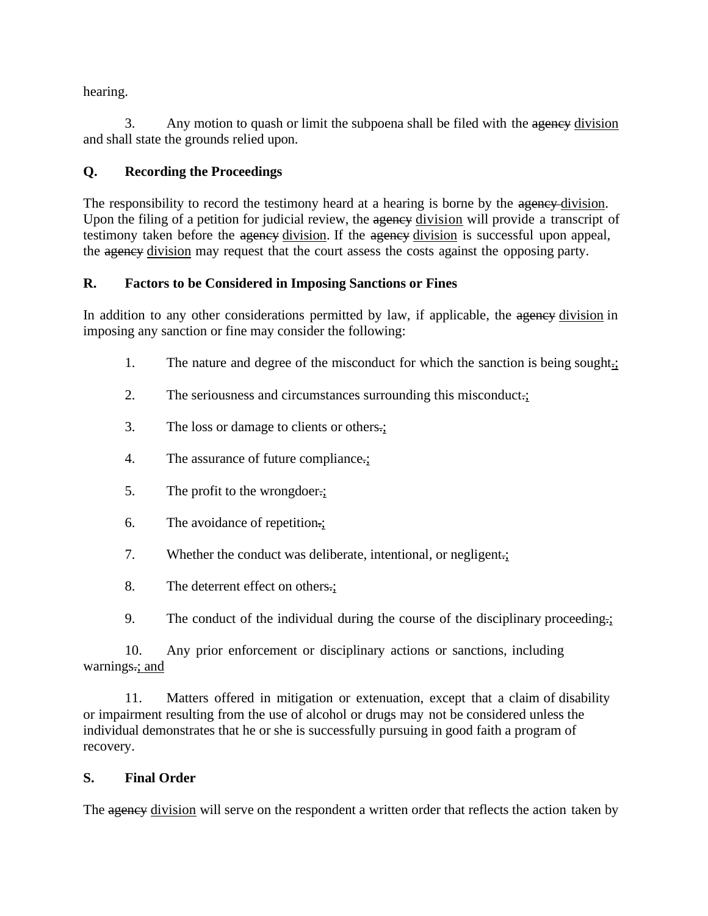hearing.

3. Any motion to quash or limit the subpoena shall be filed with the ~~agency~~ <u>division</u> and shall state the grounds relied upon.

**Q. Recording the Proceedings**

The responsibility to record the testimony heard at a hearing is borne by the ~~agency~~ <u>division</u>. Upon the filing of a petition for judicial review, the ~~agency~~ <u>division</u> will provide a transcript of testimony taken before the ~~agency~~ <u>division</u>. If the ~~agency~~ <u>division</u> is successful upon appeal, the ~~agency~~ <u>division</u> may request that the court assess the costs against the opposing party.

**R. Factors to be Considered in Imposing Sanctions or Fines**

In addition to any other considerations permitted by law, if applicable, the ~~agency~~ <u>division</u> in imposing any sanction or fine may consider the following:

1. The nature and degree of the misconduct for which the sanction is being sought~~.~~<u>;</u>

2. The seriousness and circumstances surrounding this misconduct~~.~~<u>;</u>

3. The loss or damage to clients or others~~.~~<u>;</u>

4. The assurance of future compliance~~.~~<u>;</u>

5. The profit to the wrongdoer~~.~~<u>;</u>

6. The avoidance of repetition~~.~~<u>;</u>

7. Whether the conduct was deliberate, intentional, or negligent~~.~~<u>;</u>

8. The deterrent effect on others~~.~~<u>;</u>

9. The conduct of the individual during the course of the disciplinary proceeding~~.~~<u>;</u>

10. Any prior enforcement or disciplinary actions or sanctions, including warnings~~.~~<u>; and</u>

11. Matters offered in mitigation or extenuation, except that a claim of disability or impairment resulting from the use of alcohol or drugs may not be considered unless the individual demonstrates that he or she is successfully pursuing in good faith a program of recovery.

**S. Final Order**

The ~~agency~~ <u>division</u> will serve on the respondent a written order that reflects the action taken by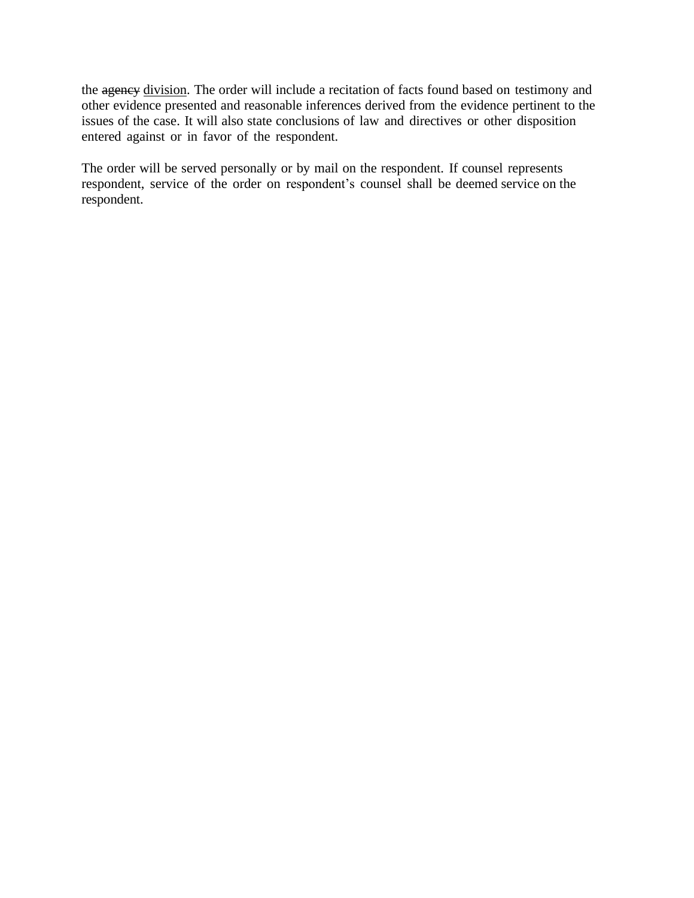the ~~agency~~ <u>division</u>. The order will include a recitation of facts found based on testimony and other evidence presented and reasonable inferences derived from the evidence pertinent to the issues of the case. It will also state conclusions of law and directives or other disposition entered against or in favor of the respondent.

The order will be served personally or by mail on the respondent. If counsel represents respondent, service of the order on respondent's counsel shall be deemed service on the respondent.